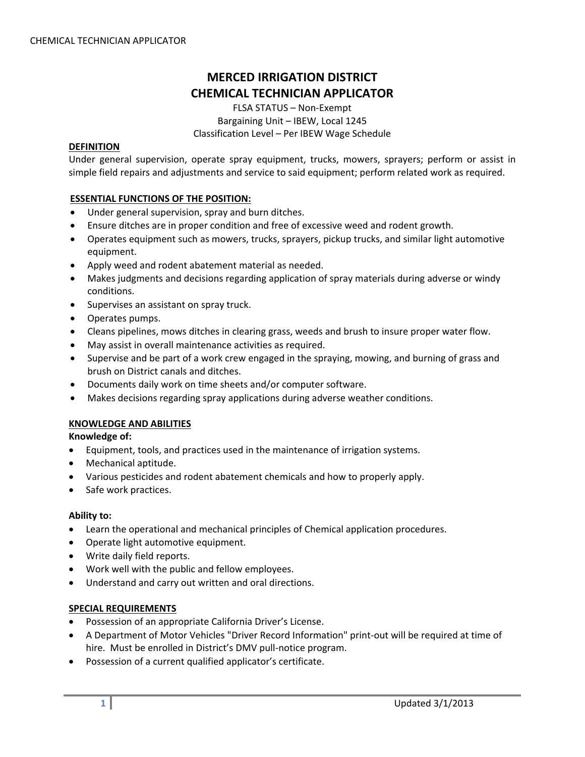# MERCED IRRIGATION DISTRICT
# CHEMICAL TECHNICIAN APPLICATOR

FLSA STATUS – Non-Exempt
Bargaining Unit – IBEW, Local 1245
Classification Level – Per IBEW Wage Schedule

## DEFINITION

Under general supervision, operate spray equipment, trucks, mowers, sprayers; perform or assist in simple field repairs and adjustments and service to said equipment; perform related work as required.

## ESSENTIAL FUNCTIONS OF THE POSITION:

- Under general supervision, spray and burn ditches.
- Ensure ditches are in proper condition and free of excessive weed and rodent growth.
- Operates equipment such as mowers, trucks, sprayers, pickup trucks, and similar light automotive equipment.
- Apply weed and rodent abatement material as needed.
- Makes judgments and decisions regarding application of spray materials during adverse or windy conditions.
- Supervises an assistant on spray truck.
- Operates pumps.
- Cleans pipelines, mows ditches in clearing grass, weeds and brush to insure proper water flow.
- May assist in overall maintenance activities as required.
- Supervise and be part of a work crew engaged in the spraying, mowing, and burning of grass and brush on District canals and ditches.
- Documents daily work on time sheets and/or computer software.
- Makes decisions regarding spray applications during adverse weather conditions.

## KNOWLEDGE AND ABILITIES

**Knowledge of:**

- Equipment, tools, and practices used in the maintenance of irrigation systems.
- Mechanical aptitude.
- Various pesticides and rodent abatement chemicals and how to properly apply.
- Safe work practices.

**Ability to:**

- Learn the operational and mechanical principles of Chemical application procedures.
- Operate light automotive equipment.
- Write daily field reports.
- Work well with the public and fellow employees.
- Understand and carry out written and oral directions.

## SPECIAL REQUIREMENTS

- Possession of an appropriate California Driver's License.
- A Department of Motor Vehicles "Driver Record Information" print-out will be required at time of hire. Must be enrolled in District's DMV pull-notice program.
- Possession of a current qualified applicator's certificate.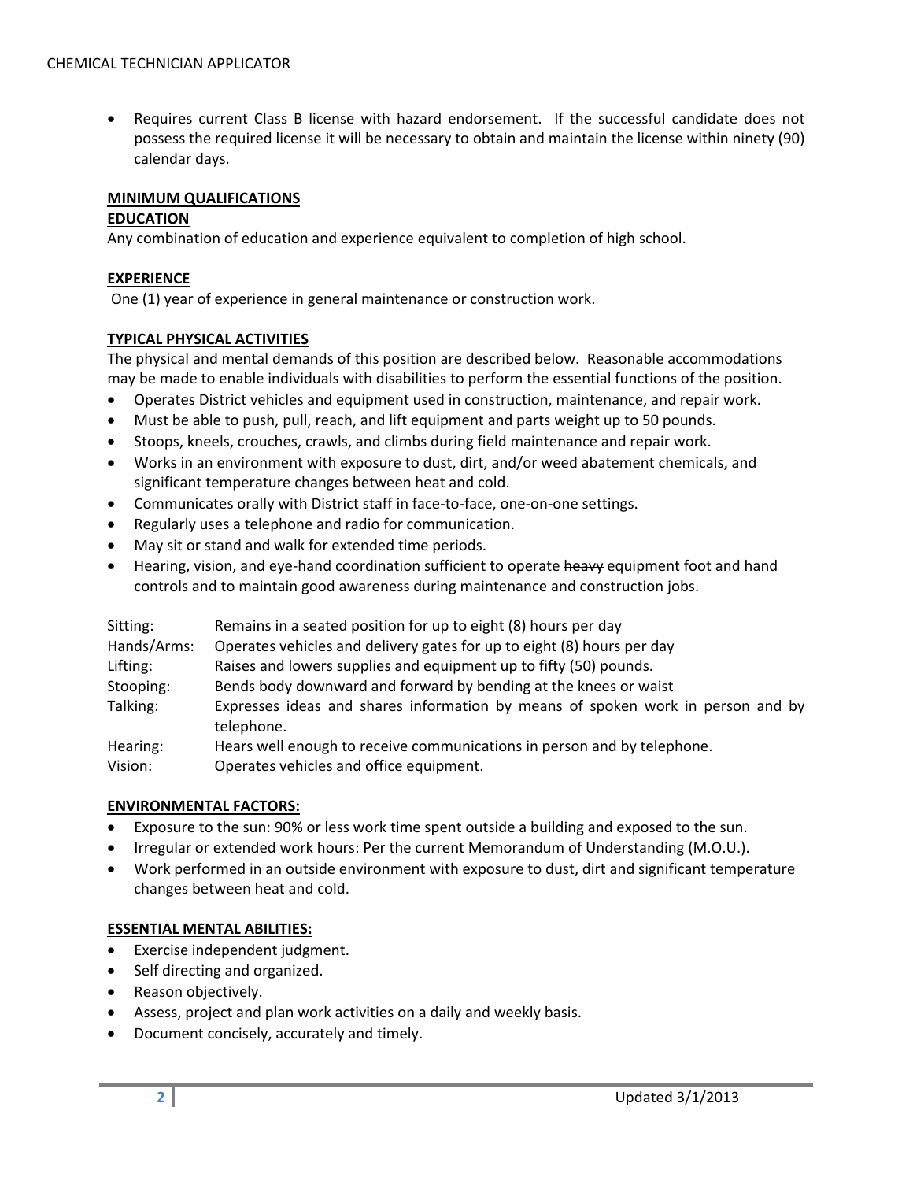- Requires current Class B license with hazard endorsement. If the successful candidate does not possess the required license it will be necessary to obtain and maintain the license within ninety (90) calendar days.

## MINIMUM QUALIFICATIONS

### EDUCATION

Any combination of education and experience equivalent to completion of high school.

### EXPERIENCE

One (1) year of experience in general maintenance or construction work.

### TYPICAL PHYSICAL ACTIVITIES

The physical and mental demands of this position are described below. Reasonable accommodations may be made to enable individuals with disabilities to perform the essential functions of the position.

- Operates District vehicles and equipment used in construction, maintenance, and repair work.
- Must be able to push, pull, reach, and lift equipment and parts weight up to 50 pounds.
- Stoops, kneels, crouches, crawls, and climbs during field maintenance and repair work.
- Works in an environment with exposure to dust, dirt, and/or weed abatement chemicals, and significant temperature changes between heat and cold.
- Communicates orally with District staff in face-to-face, one-on-one settings.
- Regularly uses a telephone and radio for communication.
- May sit or stand and walk for extended time periods.
- Hearing, vision, and eye-hand coordination sufficient to operate ~~heavy~~ equipment foot and hand controls and to maintain good awareness during maintenance and construction jobs.

| | |
|---|---|
| Sitting: | Remains in a seated position for up to eight (8) hours per day |
| Hands/Arms: | Operates vehicles and delivery gates for up to eight (8) hours per day |
| Lifting: | Raises and lowers supplies and equipment up to fifty (50) pounds. |
| Stooping: | Bends body downward and forward by bending at the knees or waist |
| Talking: | Expresses ideas and shares information by means of spoken work in person and by telephone. |
| Hearing: | Hears well enough to receive communications in person and by telephone. |
| Vision: | Operates vehicles and office equipment. |

### ENVIRONMENTAL FACTORS:

- Exposure to the sun: 90% or less work time spent outside a building and exposed to the sun.
- Irregular or extended work hours: Per the current Memorandum of Understanding (M.O.U.).
- Work performed in an outside environment with exposure to dust, dirt and significant temperature changes between heat and cold.

### ESSENTIAL MENTAL ABILITIES:

- Exercise independent judgment.
- Self directing and organized.
- Reason objectively.
- Assess, project and plan work activities on a daily and weekly basis.
- Document concisely, accurately and timely.